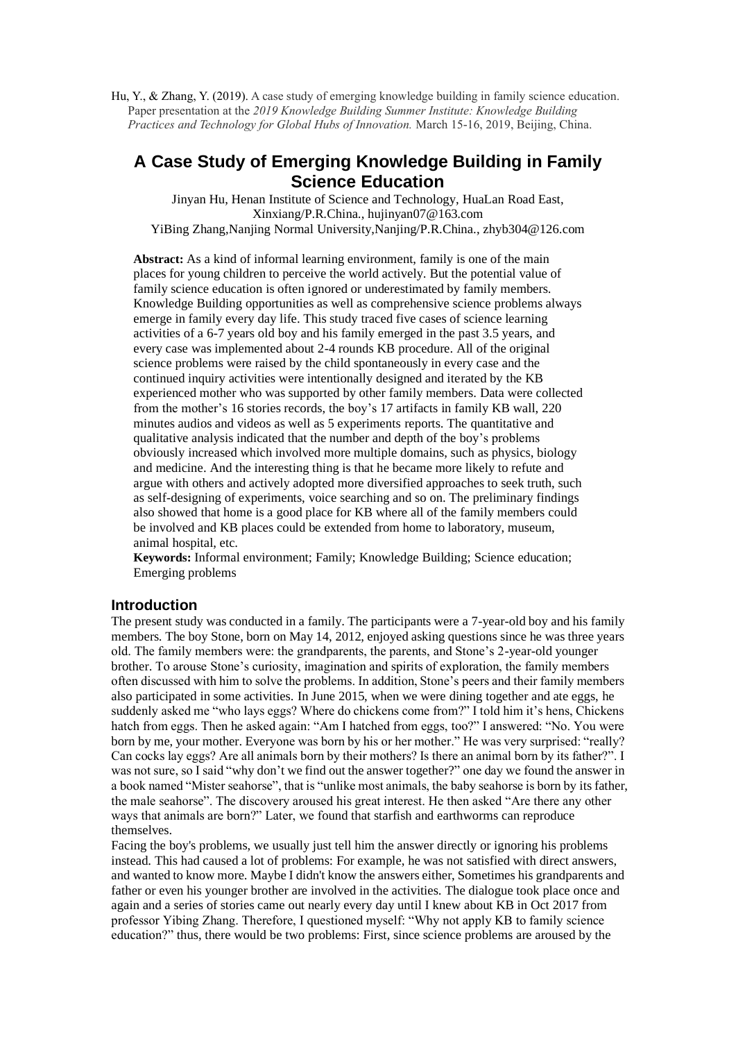Hu, Y., & Zhang, Y. (2019). A case study of emerging knowledge building in family science education. Paper presentation at the *2019 Knowledge Building Summer Institute: Knowledge Building Practices and Technology for Global Hubs of Innovation.* March 15-16, 2019, Beijing, China.

# A Case Study of Emerging Knowledge Building in Family Science Education

Jinyan Hu, Henan Institute of Science and Technology, HuaLan Road East, Xinxiang/P.R.China., hujinyan07@163.com

YiBing Zhang,Nanjing Normal University,Nanjing/P.R.China., zhyb304@126.com

**Abstract:** As a kind of informal learning environment, family is one of the main places for young children to perceive the world actively. But the potential value of family science education is often ignored or underestimated by family members. Knowledge Building opportunities as well as comprehensive science problems always emerge in family every day life. This study traced five cases of science learning activities of a 6-7 years old boy and his family emerged in the past 3.5 years, and every case was implemented about 2-4 rounds KB procedure. All of the original science problems were raised by the child spontaneously in every case and the continued inquiry activities were intentionally designed and iterated by the KB experienced mother who was supported by other family members. Data were collected from the mother's 16 stories records, the boy's 17 artifacts in family KB wall, 220 minutes audios and videos as well as 5 experiments reports. The quantitative and qualitative analysis indicated that the number and depth of the boy's problems obviously increased which involved more multiple domains, such as physics, biology and medicine. And the interesting thing is that he became more likely to refute and argue with others and actively adopted more diversified approaches to seek truth, such as self-designing of experiments, voice searching and so on. The preliminary findings also showed that home is a good place for KB where all of the family members could be involved and KB places could be extended from home to laboratory, museum, animal hospital, etc.

**Keywords:** Informal environment; Family; Knowledge Building; Science education; Emerging problems

## Introduction

The present study was conducted in a family. The participants were a 7-year-old boy and his family members. The boy Stone, born on May 14, 2012, enjoyed asking questions since he was three years old. The family members were: the grandparents, the parents, and Stone's 2-year-old younger brother. To arouse Stone's curiosity, imagination and spirits of exploration, the family members often discussed with him to solve the problems. In addition, Stone's peers and their family members also participated in some activities. In June 2015, when we were dining together and ate eggs, he suddenly asked me "who lays eggs? Where do chickens come from?" I told him it's hens, Chickens hatch from eggs. Then he asked again: "Am I hatched from eggs, too?" I answered: "No. You were born by me, your mother. Everyone was born by his or her mother." He was very surprised: "really? Can cocks lay eggs? Are all animals born by their mothers? Is there an animal born by its father?". I was not sure, so I said "why don't we find out the answer together?" one day we found the answer in a book named "Mister seahorse", that is "unlike most animals, the baby seahorse is born by its father, the male seahorse". The discovery aroused his great interest. He then asked "Are there any other ways that animals are born?" Later, we found that starfish and earthworms can reproduce themselves.

Facing the boy's problems, we usually just tell him the answer directly or ignoring his problems instead. This had caused a lot of problems: For example, he was not satisfied with direct answers, and wanted to know more. Maybe I didn't know the answers either, Sometimes his grandparents and father or even his younger brother are involved in the activities. The dialogue took place once and again and a series of stories came out nearly every day until I knew about KB in Oct 2017 from professor Yibing Zhang. Therefore, I questioned myself: "Why not apply KB to family science education?" thus, there would be two problems: First, since science problems are aroused by the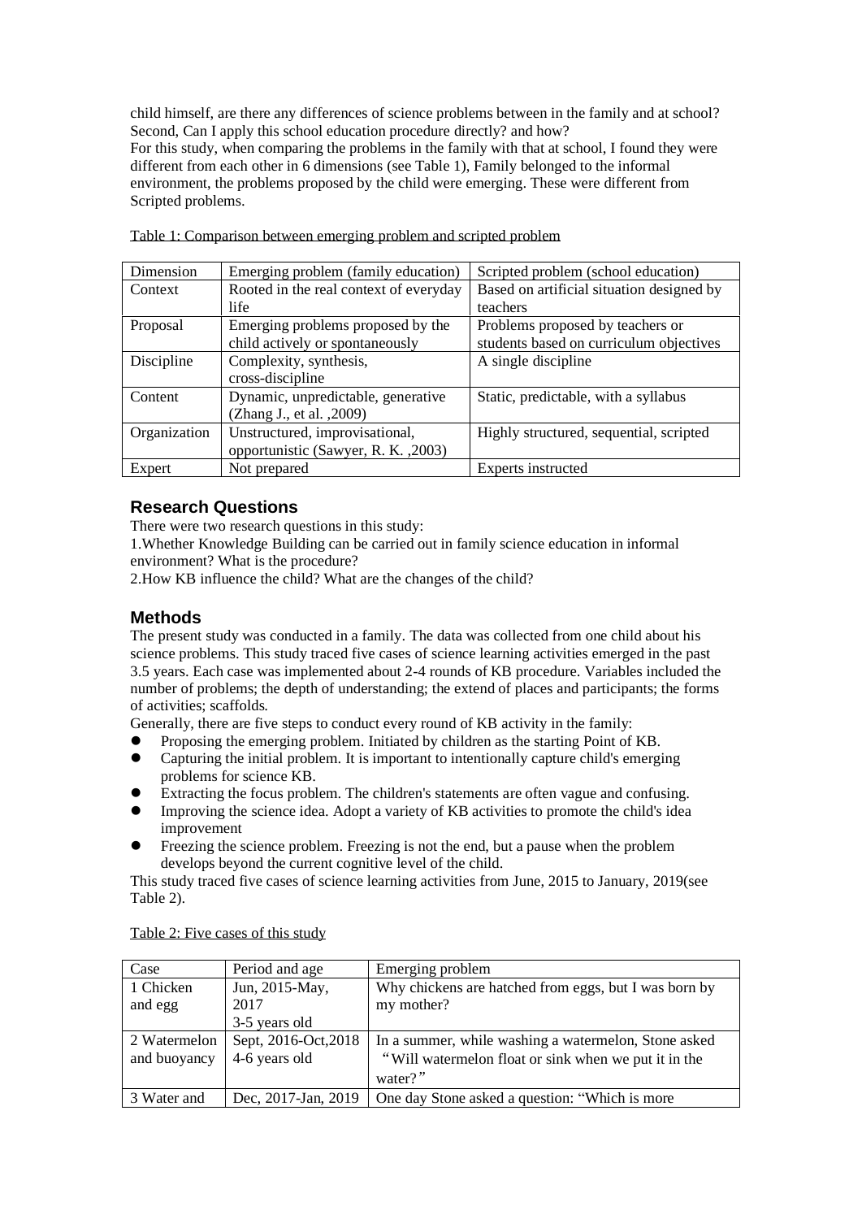child himself, are there any differences of science problems between in the family and at school? Second, Can I apply this school education procedure directly? and how?
For this study, when comparing the problems in the family with that at school, I found they were different from each other in 6 dimensions (see Table 1), Family belonged to the informal environment, the problems proposed by the child were emerging. These were different from Scripted problems.

Table 1: Comparison between emerging problem and scripted problem

| Dimension | Emerging problem (family education) | Scripted problem (school education) |
|---|---|---|
| Context | Rooted in the real context of everyday life | Based on artificial situation designed by teachers |
| Proposal | Emerging problems proposed by the child actively or spontaneously | Problems proposed by teachers or students based on curriculum objectives |
| Discipline | Complexity, synthesis, cross-discipline | A single discipline |
| Content | Dynamic, unpredictable, generative (Zhang J., et al. ,2009) | Static, predictable, with a syllabus |
| Organization | Unstructured, improvisational, opportunistic (Sawyer, R. K. ,2003) | Highly structured, sequential, scripted |
| Expert | Not prepared | Experts instructed |

## Research Questions

There were two research questions in this study:
1.Whether Knowledge Building can be carried out in family science education in informal environment? What is the procedure?
2.How KB influence the child? What are the changes of the child?

## Methods

The present study was conducted in a family. The data was collected from one child about his science problems. This study traced five cases of science learning activities emerged in the past 3.5 years. Each case was implemented about 2-4 rounds of KB procedure. Variables included the number of problems; the depth of understanding; the extend of places and participants; the forms of activities; scaffolds.
Generally, there are five steps to conduct every round of KB activity in the family:

- Proposing the emerging problem. Initiated by children as the starting Point of KB.
- Capturing the initial problem. It is important to intentionally capture child's emerging problems for science KB.
- Extracting the focus problem. The children's statements are often vague and confusing.
- Improving the science idea. Adopt a variety of KB activities to promote the child's idea improvement
- Freezing the science problem. Freezing is not the end, but a pause when the problem develops beyond the current cognitive level of the child.

This study traced five cases of science learning activities from June, 2015 to January, 2019(see Table 2).

Table 2: Five cases of this study

| Case | Period and age | Emerging problem |
|---|---|---|
| 1 Chicken and egg | Jun, 2015-May, 2017 3-5 years old | Why chickens are hatched from eggs, but I was born by my mother? |
| 2 Watermelon and buoyancy | Sept, 2016-Oct,2018 4-6 years old | In a summer, while washing a watermelon, Stone asked “Will watermelon float or sink when we put it in the water?” |
| 3 Water and | Dec, 2017-Jan, 2019 | One day Stone asked a question: “Which is more |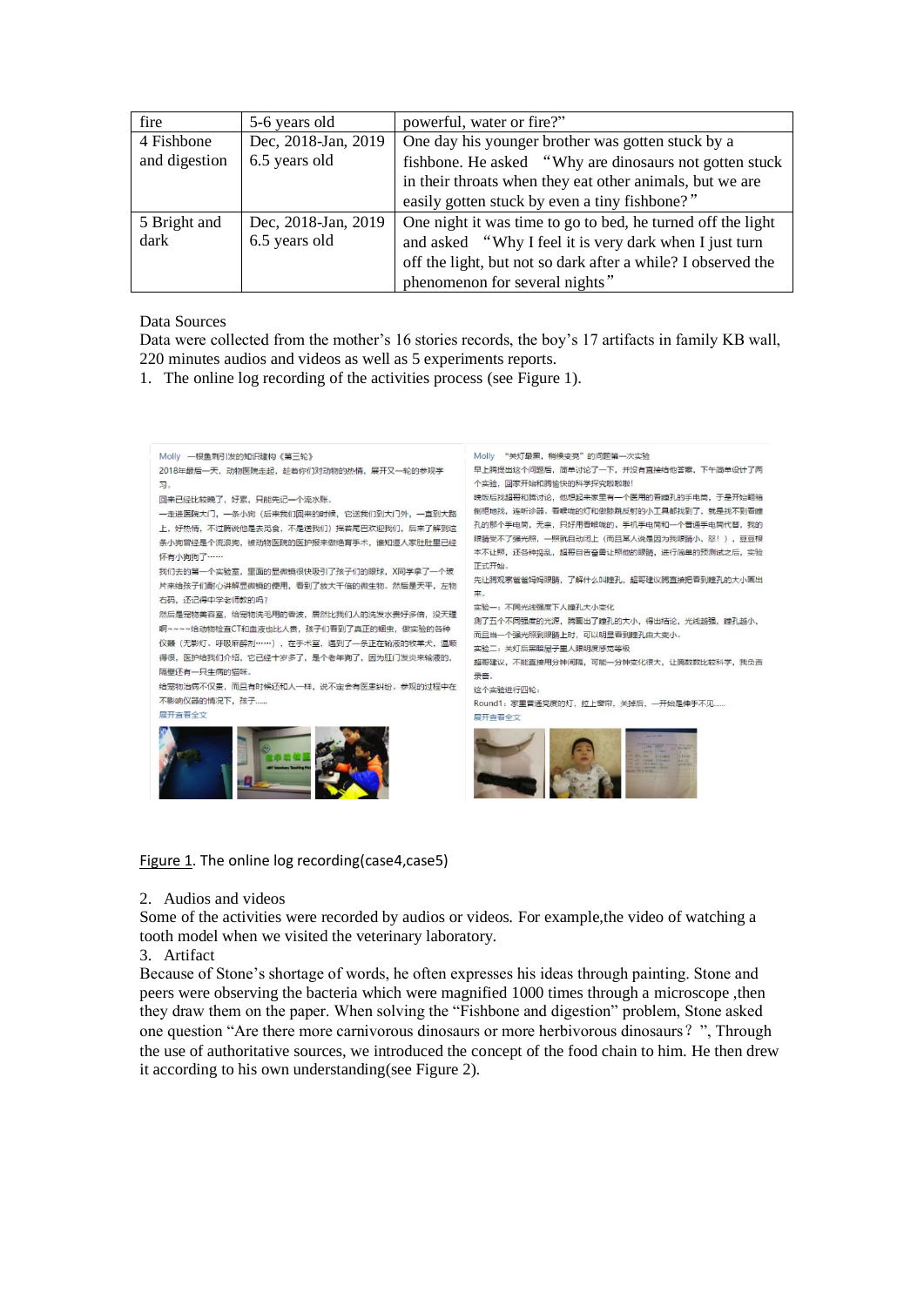| fire | 5-6 years old | powerful, water or fire?” |
|---|---|---|
| 4 Fishbone and digestion | Dec, 2018-Jan, 2019 6.5 years old | One day his younger brother was gotten stuck by a fishbone. He asked “Why are dinosaurs not gotten stuck in their throats when they eat other animals, but we are easily gotten stuck by even a tiny fishbone?” |
| 5 Bright and dark | Dec, 2018-Jan, 2019 6.5 years old | One night it was time to go to bed, he turned off the light and asked “Why I feel it is very dark when I just turn off the light, but not so dark after a while? I observed the phenomenon for several nights” |

Data Sources

Data were collected from the mother's 16 stories records, the boy's 17 artifacts in family KB wall, 220 minutes audios and videos as well as 5 experiments reports.

1. The online log recording of the activities process (see Figure 1).

Figure 1. The online log recording(case4,case5)

2. Audios and videos

Some of the activities were recorded by audios or videos. For example,the video of watching a tooth model when we visited the veterinary laboratory.

3. Artifact

Because of Stone's shortage of words, he often expresses his ideas through painting. Stone and peers were observing the bacteria which were magnified 1000 times through a microscope ,then they draw them on the paper. When solving the “Fishbone and digestion” problem, Stone asked one question “Are there more carnivorous dinosaurs or more herbivorous dinosaurs？”, Through the use of authoritative sources, we introduced the concept of the food chain to him. He then drew it according to his own understanding(see Figure 2).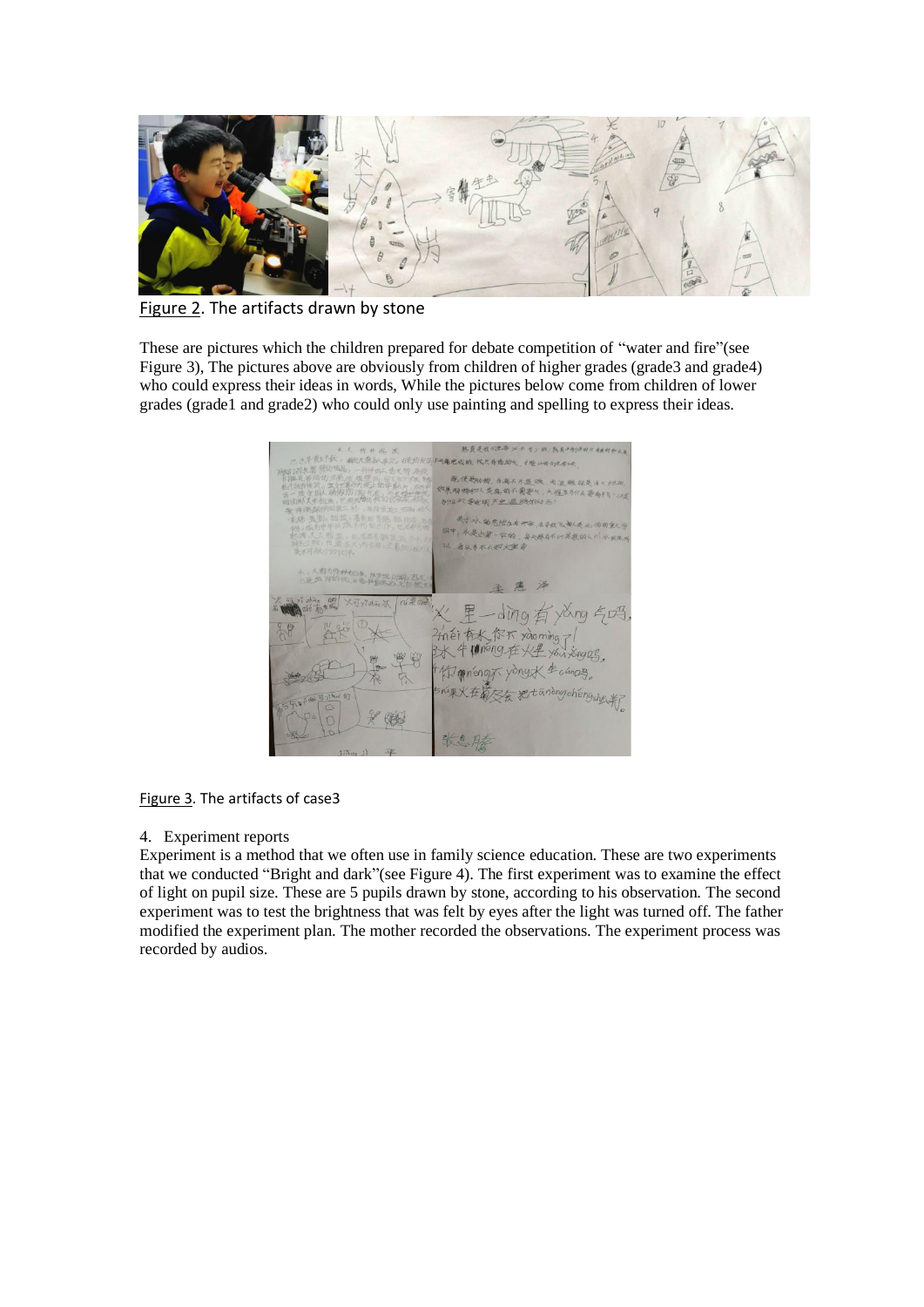Figure 2. The artifacts drawn by stone

These are pictures which the children prepared for debate competition of “water and fire”(see Figure 3), The pictures above are obviously from children of higher grades (grade3 and grade4) who could express their ideas in words, While the pictures below come from children of lower grades (grade1 and grade2) who could only use painting and spelling to express their ideas.

Figure 3. The artifacts of case3

4. Experiment reports

Experiment is a method that we often use in family science education. These are two experiments that we conducted “Bright and dark”(see Figure 4). The first experiment was to examine the effect of light on pupil size. These are 5 pupils drawn by stone, according to his observation. The second experiment was to test the brightness that was felt by eyes after the light was turned off. The father modified the experiment plan. The mother recorded the observations. The experiment process was recorded by audios.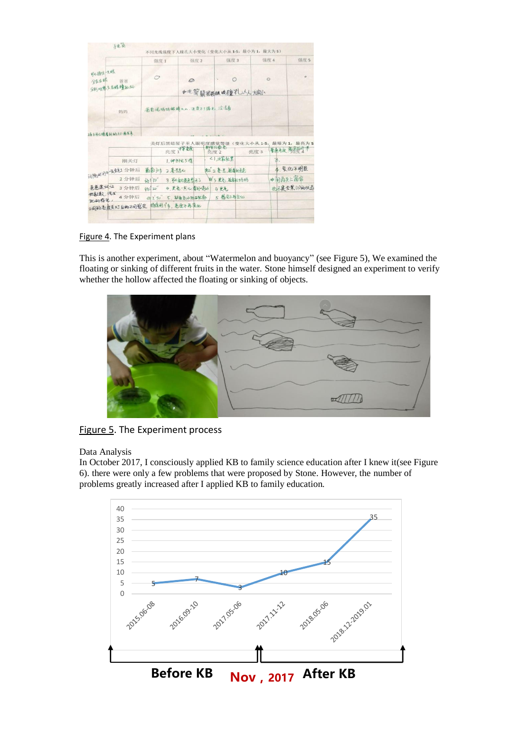Figure 4. The Experiment plans

This is another experiment, about "Watermelon and buoyancy" (see Figure 5), We examined the floating or sinking of different fruits in the water. Stone himself designed an experiment to verify whether the hollow affected the floating or sinking of objects.

Figure 5. The Experiment process

Data Analysis

In October 2017, I consciously applied KB to family science education after I knew it(see Figure 6). there were only a few problems that were proposed by Stone. However, the number of problems greatly increased after I applied KB to family education.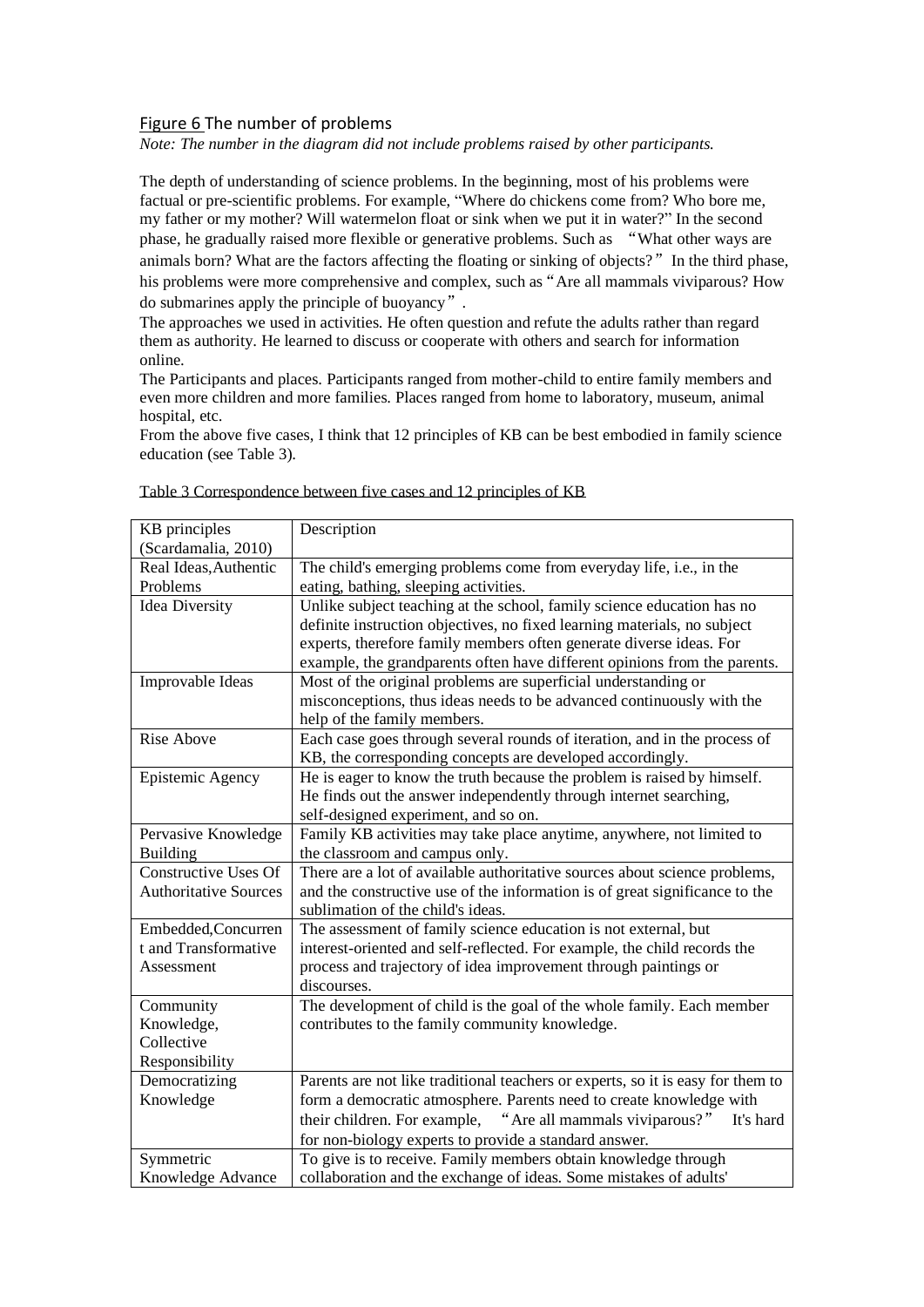Figure 6 The number of problems

*Note: The number in the diagram did not include problems raised by other participants.*

The depth of understanding of science problems. In the beginning, most of his problems were factual or pre-scientific problems. For example, "Where do chickens come from? Who bore me, my father or my mother? Will watermelon float or sink when we put it in water?" In the second phase, he gradually raised more flexible or generative problems. Such as "What other ways are animals born? What are the factors affecting the floating or sinking of objects?" In the third phase, his problems were more comprehensive and complex, such as "Are all mammals viviparous? How do submarines apply the principle of buoyancy".

The approaches we used in activities. He often question and refute the adults rather than regard them as authority. He learned to discuss or cooperate with others and search for information online.

The Participants and places. Participants ranged from mother-child to entire family members and even more children and more families. Places ranged from home to laboratory, museum, animal hospital, etc.

From the above five cases, I think that 12 principles of KB can be best embodied in family science education (see Table 3).

Table 3 Correspondence between five cases and 12 principles of KB

| KB principles (Scardamalia, 2010) | Description |
|---|---|
| Real Ideas,Authentic Problems | The child's emerging problems come from everyday life, i.e., in the eating, bathing, sleeping activities. |
| Idea Diversity | Unlike subject teaching at the school, family science education has no definite instruction objectives, no fixed learning materials, no subject experts, therefore family members often generate diverse ideas. For example, the grandparents often have different opinions from the parents. |
| Improvable Ideas | Most of the original problems are superficial understanding or misconceptions, thus ideas needs to be advanced continuously with the help of the family members. |
| Rise Above | Each case goes through several rounds of iteration, and in the process of KB, the corresponding concepts are developed accordingly. |
| Epistemic Agency | He is eager to know the truth because the problem is raised by himself. He finds out the answer independently through internet searching, self-designed experiment, and so on. |
| Pervasive Knowledge Building | Family KB activities may take place anytime, anywhere, not limited to the classroom and campus only. |
| Constructive Uses Of Authoritative Sources | There are a lot of available authoritative sources about science problems, and the constructive use of the information is of great significance to the sublimation of the child's ideas. |
| Embedded,Concurrent and Transformative Assessment | The assessment of family science education is not external, but interest-oriented and self-reflected. For example, the child records the process and trajectory of idea improvement through paintings or discourses. |
| Community Knowledge, Collective Responsibility | The development of child is the goal of the whole family. Each member contributes to the family community knowledge. |
| Democratizing Knowledge | Parents are not like traditional teachers or experts, so it is easy for them to form a democratic atmosphere. Parents need to create knowledge with their children. For example, "Are all mammals viviparous?" It's hard for non-biology experts to provide a standard answer. |
| Symmetric Knowledge Advance | To give is to receive. Family members obtain knowledge through collaboration and the exchange of ideas. Some mistakes of adults' |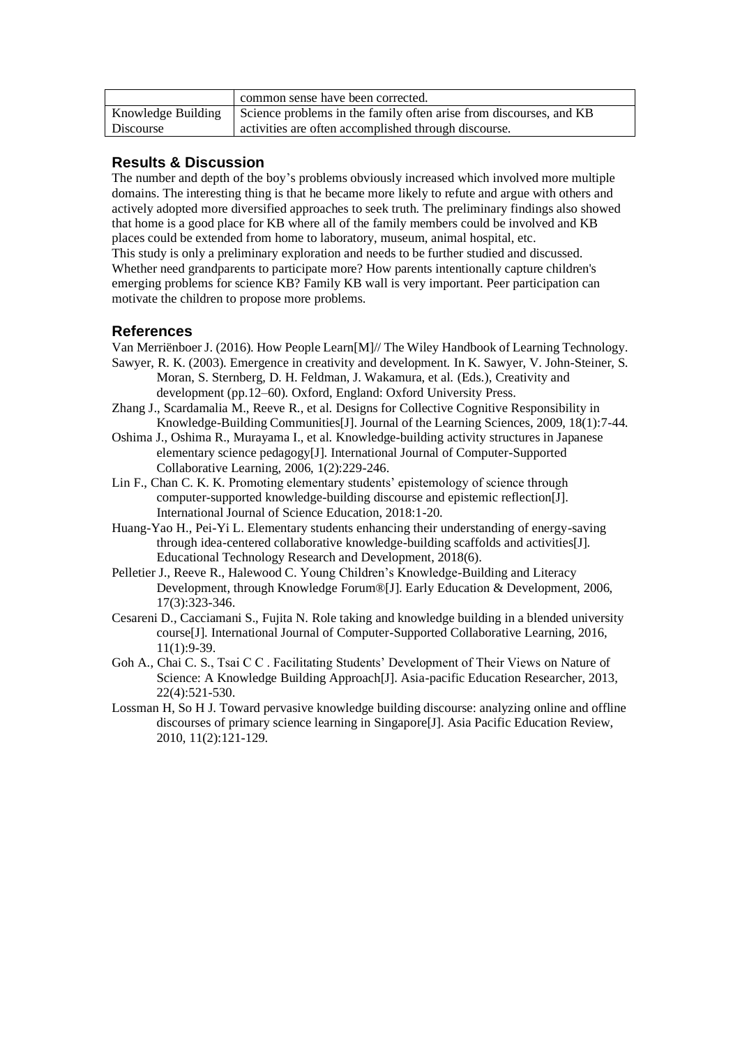| | |
|---|---|
| | common sense have been corrected. |
| Knowledge Building Discourse | Science problems in the family often arise from discourses, and KB activities are often accomplished through discourse. |

## Results & Discussion

The number and depth of the boy's problems obviously increased which involved more multiple domains. The interesting thing is that he became more likely to refute and argue with others and actively adopted more diversified approaches to seek truth. The preliminary findings also showed that home is a good place for KB where all of the family members could be involved and KB places could be extended from home to laboratory, museum, animal hospital, etc.

This study is only a preliminary exploration and needs to be further studied and discussed. Whether need grandparents to participate more? How parents intentionally capture children's emerging problems for science KB? Family KB wall is very important. Peer participation can motivate the children to propose more problems.

## References

Van Merriënboer J. (2016). How People Learn[M]// The Wiley Handbook of Learning Technology.

Sawyer, R. K. (2003). Emergence in creativity and development. In K. Sawyer, V. John-Steiner, S. Moran, S. Sternberg, D. H. Feldman, J. Wakamura, et al. (Eds.), Creativity and development (pp.12–60). Oxford, England: Oxford University Press.

Zhang J., Scardamalia M., Reeve R., et al. Designs for Collective Cognitive Responsibility in Knowledge-Building Communities[J]. Journal of the Learning Sciences, 2009, 18(1):7-44.

Oshima J., Oshima R., Murayama I., et al. Knowledge-building activity structures in Japanese elementary science pedagogy[J]. International Journal of Computer-Supported Collaborative Learning, 2006, 1(2):229-246.

Lin F., Chan C. K. K. Promoting elementary students' epistemology of science through computer-supported knowledge-building discourse and epistemic reflection[J]. International Journal of Science Education, 2018:1-20.

Huang-Yao H., Pei-Yi L. Elementary students enhancing their understanding of energy-saving through idea-centered collaborative knowledge-building scaffolds and activities[J]. Educational Technology Research and Development, 2018(6).

Pelletier J., Reeve R., Halewood C. Young Children's Knowledge-Building and Literacy Development, through Knowledge Forum®[J]. Early Education & Development, 2006, 17(3):323-346.

Cesareni D., Cacciamani S., Fujita N. Role taking and knowledge building in a blended university course[J]. International Journal of Computer-Supported Collaborative Learning, 2016, 11(1):9-39.

Goh A., Chai C. S., Tsai C C . Facilitating Students' Development of Their Views on Nature of Science: A Knowledge Building Approach[J]. Asia-pacific Education Researcher, 2013, 22(4):521-530.

Lossman H, So H J. Toward pervasive knowledge building discourse: analyzing online and offline discourses of primary science learning in Singapore[J]. Asia Pacific Education Review, 2010, 11(2):121-129.